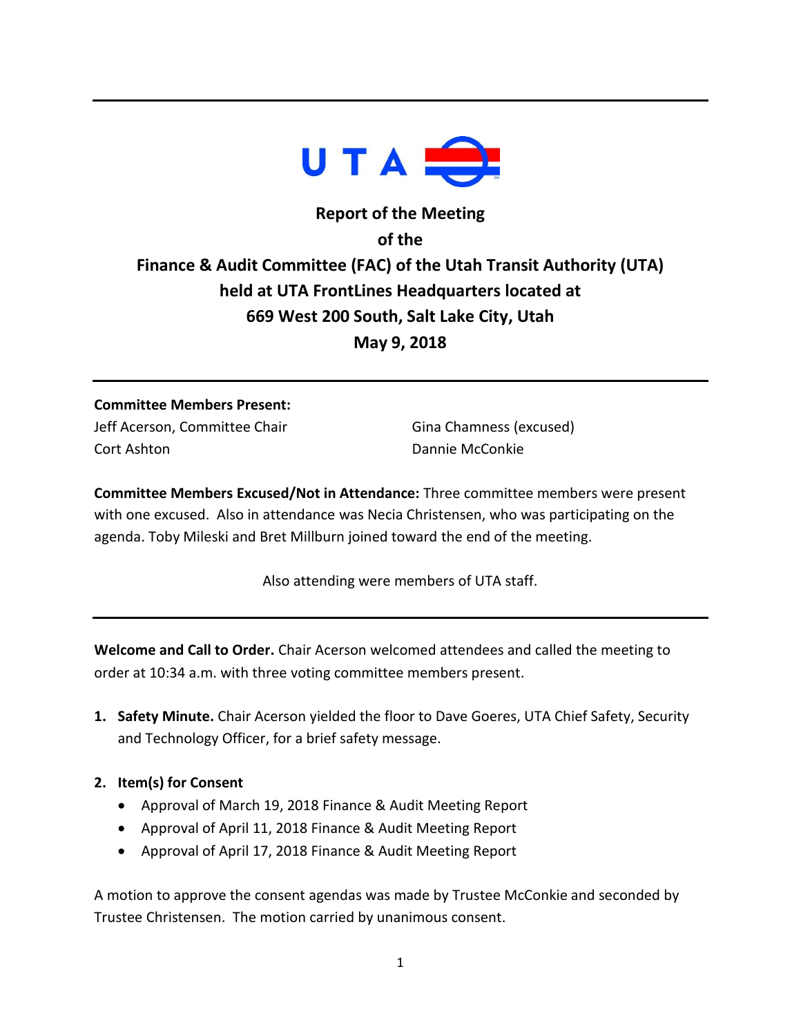UTA

**Report of the Meeting**
**of the**
**Finance & Audit Committee (FAC) of the Utah Transit Authority (UTA)**
**held at UTA FrontLines Headquarters located at**
**669 West 200 South, Salt Lake City, Utah**
**May 9, 2018**

---

**Committee Members Present:**

Jeff Acerson, Committee Chair
Cort Ashton
Gina Chamness (excused)
Dannie McConkie

**Committee Members Excused/Not in Attendance:** Three committee members were present with one excused. Also in attendance was Necia Christensen, who was participating on the agenda. Toby Mileski and Bret Millburn joined toward the end of the meeting.

Also attending were members of UTA staff.

---

**Welcome and Call to Order.** Chair Acerson welcomed attendees and called the meeting to order at 10:34 a.m. with three voting committee members present.

1. **Safety Minute.** Chair Acerson yielded the floor to Dave Goeres, UTA Chief Safety, Security and Technology Officer, for a brief safety message.

2. **Item(s) for Consent**
   - Approval of March 19, 2018 Finance & Audit Meeting Report
   - Approval of April 11, 2018 Finance & Audit Meeting Report
   - Approval of April 17, 2018 Finance & Audit Meeting Report

A motion to approve the consent agendas was made by Trustee McConkie and seconded by Trustee Christensen. The motion carried by unanimous consent.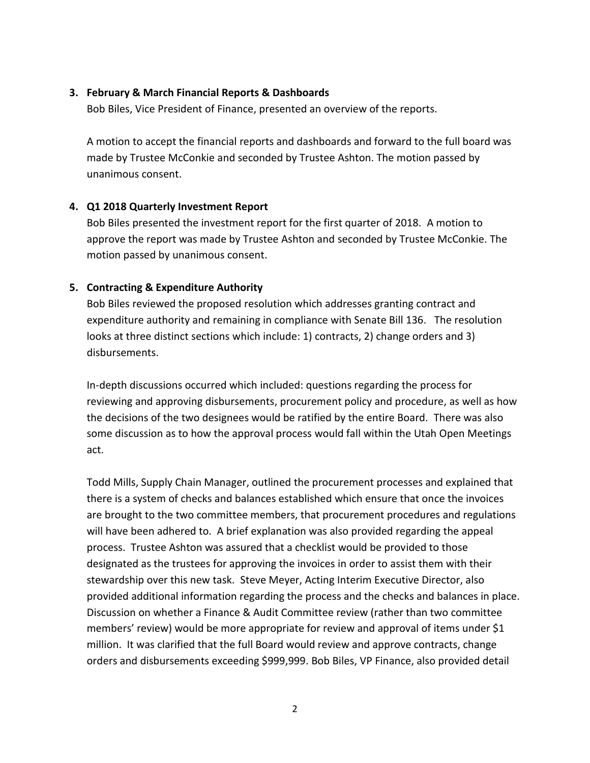**3. February & March Financial Reports & Dashboards**

Bob Biles, Vice President of Finance, presented an overview of the reports.

A motion to accept the financial reports and dashboards and forward to the full board was made by Trustee McConkie and seconded by Trustee Ashton. The motion passed by unanimous consent.

**4. Q1 2018 Quarterly Investment Report**

Bob Biles presented the investment report for the first quarter of 2018. A motion to approve the report was made by Trustee Ashton and seconded by Trustee McConkie. The motion passed by unanimous consent.

**5. Contracting & Expenditure Authority**

Bob Biles reviewed the proposed resolution which addresses granting contract and expenditure authority and remaining in compliance with Senate Bill 136. The resolution looks at three distinct sections which include: 1) contracts, 2) change orders and 3) disbursements.

In-depth discussions occurred which included: questions regarding the process for reviewing and approving disbursements, procurement policy and procedure, as well as how the decisions of the two designees would be ratified by the entire Board. There was also some discussion as to how the approval process would fall within the Utah Open Meetings act.

Todd Mills, Supply Chain Manager, outlined the procurement processes and explained that there is a system of checks and balances established which ensure that once the invoices are brought to the two committee members, that procurement procedures and regulations will have been adhered to. A brief explanation was also provided regarding the appeal process. Trustee Ashton was assured that a checklist would be provided to those designated as the trustees for approving the invoices in order to assist them with their stewardship over this new task. Steve Meyer, Acting Interim Executive Director, also provided additional information regarding the process and the checks and balances in place. Discussion on whether a Finance & Audit Committee review (rather than two committee members' review) would be more appropriate for review and approval of items under $1 million. It was clarified that the full Board would review and approve contracts, change orders and disbursements exceeding $999,999. Bob Biles, VP Finance, also provided detail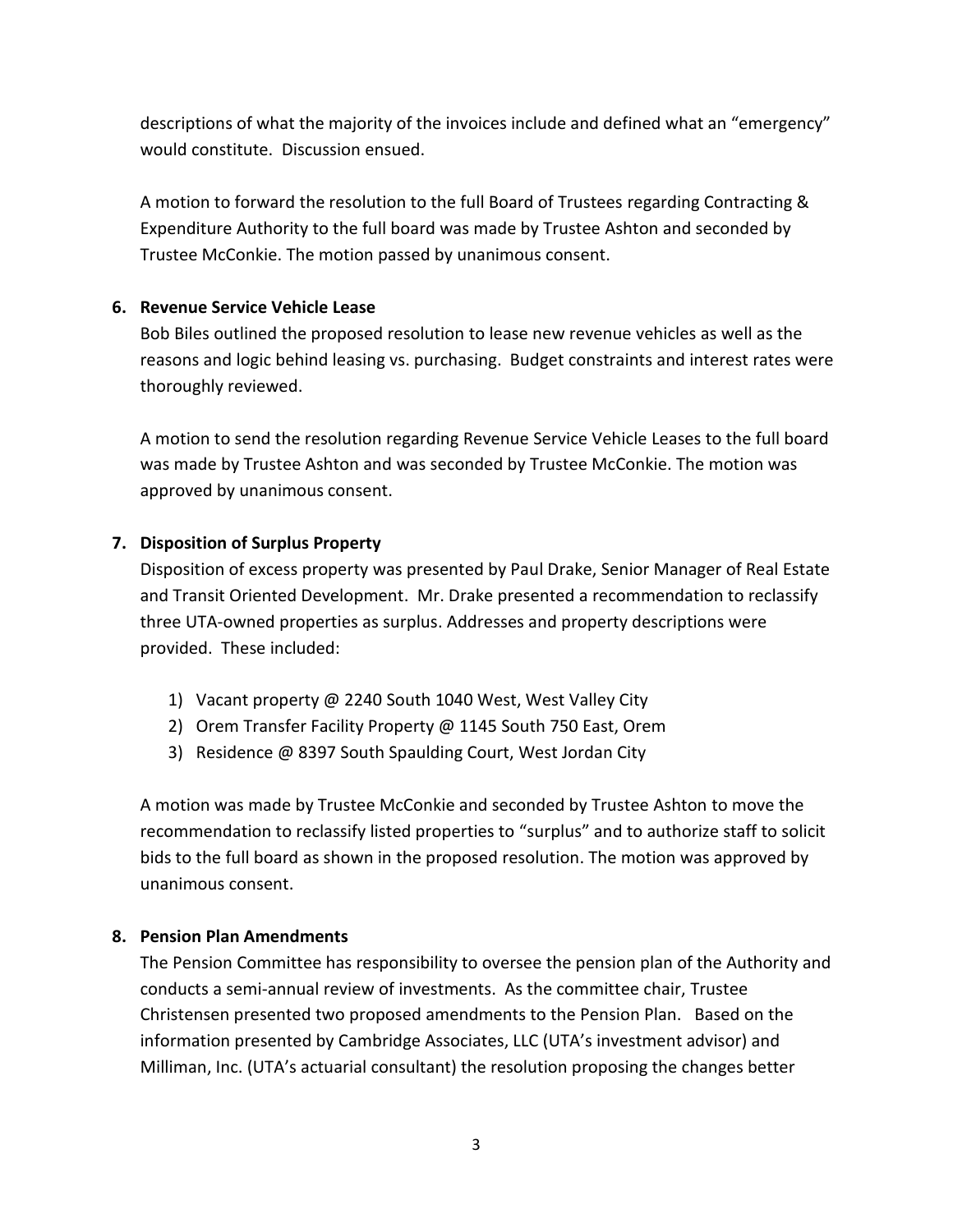descriptions of what the majority of the invoices include and defined what an "emergency" would constitute. Discussion ensued.

A motion to forward the resolution to the full Board of Trustees regarding Contracting & Expenditure Authority to the full board was made by Trustee Ashton and seconded by Trustee McConkie. The motion passed by unanimous consent.

**6. Revenue Service Vehicle Lease**

Bob Biles outlined the proposed resolution to lease new revenue vehicles as well as the reasons and logic behind leasing vs. purchasing. Budget constraints and interest rates were thoroughly reviewed.

A motion to send the resolution regarding Revenue Service Vehicle Leases to the full board was made by Trustee Ashton and was seconded by Trustee McConkie. The motion was approved by unanimous consent.

**7. Disposition of Surplus Property**

Disposition of excess property was presented by Paul Drake, Senior Manager of Real Estate and Transit Oriented Development. Mr. Drake presented a recommendation to reclassify three UTA-owned properties as surplus. Addresses and property descriptions were provided. These included:

1) Vacant property @ 2240 South 1040 West, West Valley City
2) Orem Transfer Facility Property @ 1145 South 750 East, Orem
3) Residence @ 8397 South Spaulding Court, West Jordan City

A motion was made by Trustee McConkie and seconded by Trustee Ashton to move the recommendation to reclassify listed properties to "surplus" and to authorize staff to solicit bids to the full board as shown in the proposed resolution. The motion was approved by unanimous consent.

**8. Pension Plan Amendments**

The Pension Committee has responsibility to oversee the pension plan of the Authority and conducts a semi-annual review of investments. As the committee chair, Trustee Christensen presented two proposed amendments to the Pension Plan. Based on the information presented by Cambridge Associates, LLC (UTA's investment advisor) and Milliman, Inc. (UTA's actuarial consultant) the resolution proposing the changes better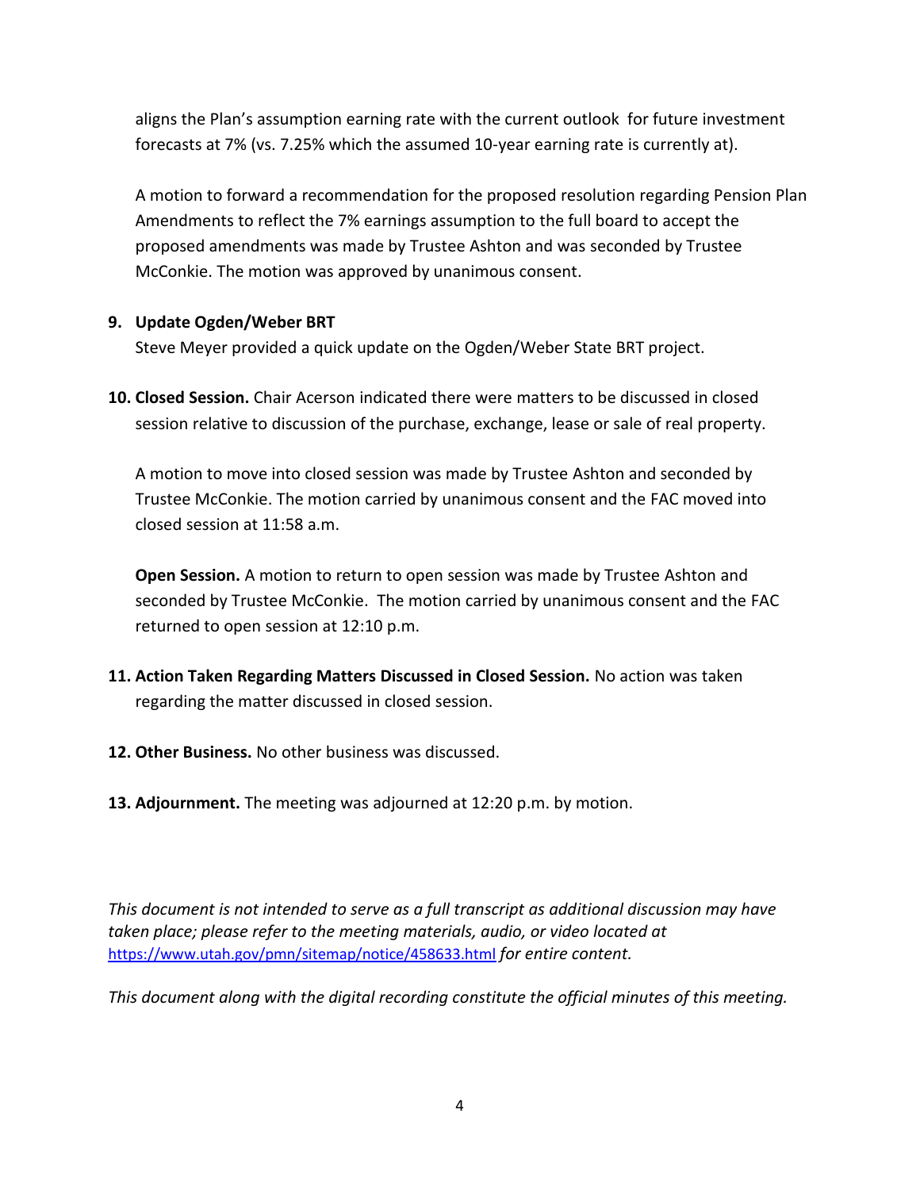aligns the Plan's assumption earning rate with the current outlook for future investment forecasts at 7% (vs. 7.25% which the assumed 10-year earning rate is currently at).

A motion to forward a recommendation for the proposed resolution regarding Pension Plan Amendments to reflect the 7% earnings assumption to the full board to accept the proposed amendments was made by Trustee Ashton and was seconded by Trustee McConkie. The motion was approved by unanimous consent.

9. **Update Ogden/Weber BRT**

   Steve Meyer provided a quick update on the Ogden/Weber State BRT project.

10. **Closed Session.** Chair Acerson indicated there were matters to be discussed in closed session relative to discussion of the purchase, exchange, lease or sale of real property.

    A motion to move into closed session was made by Trustee Ashton and seconded by Trustee McConkie. The motion carried by unanimous consent and the FAC moved into closed session at 11:58 a.m.

    **Open Session.** A motion to return to open session was made by Trustee Ashton and seconded by Trustee McConkie. The motion carried by unanimous consent and the FAC returned to open session at 12:10 p.m.

11. **Action Taken Regarding Matters Discussed in Closed Session.** No action was taken regarding the matter discussed in closed session.

12. **Other Business.** No other business was discussed.

13. **Adjournment.** The meeting was adjourned at 12:20 p.m. by motion.

*This document is not intended to serve as a full transcript as additional discussion may have taken place; please refer to the meeting materials, audio, or video located at* https://www.utah.gov/pmn/sitemap/notice/458633.html *for entire content.*

*This document along with the digital recording constitute the official minutes of this meeting.*